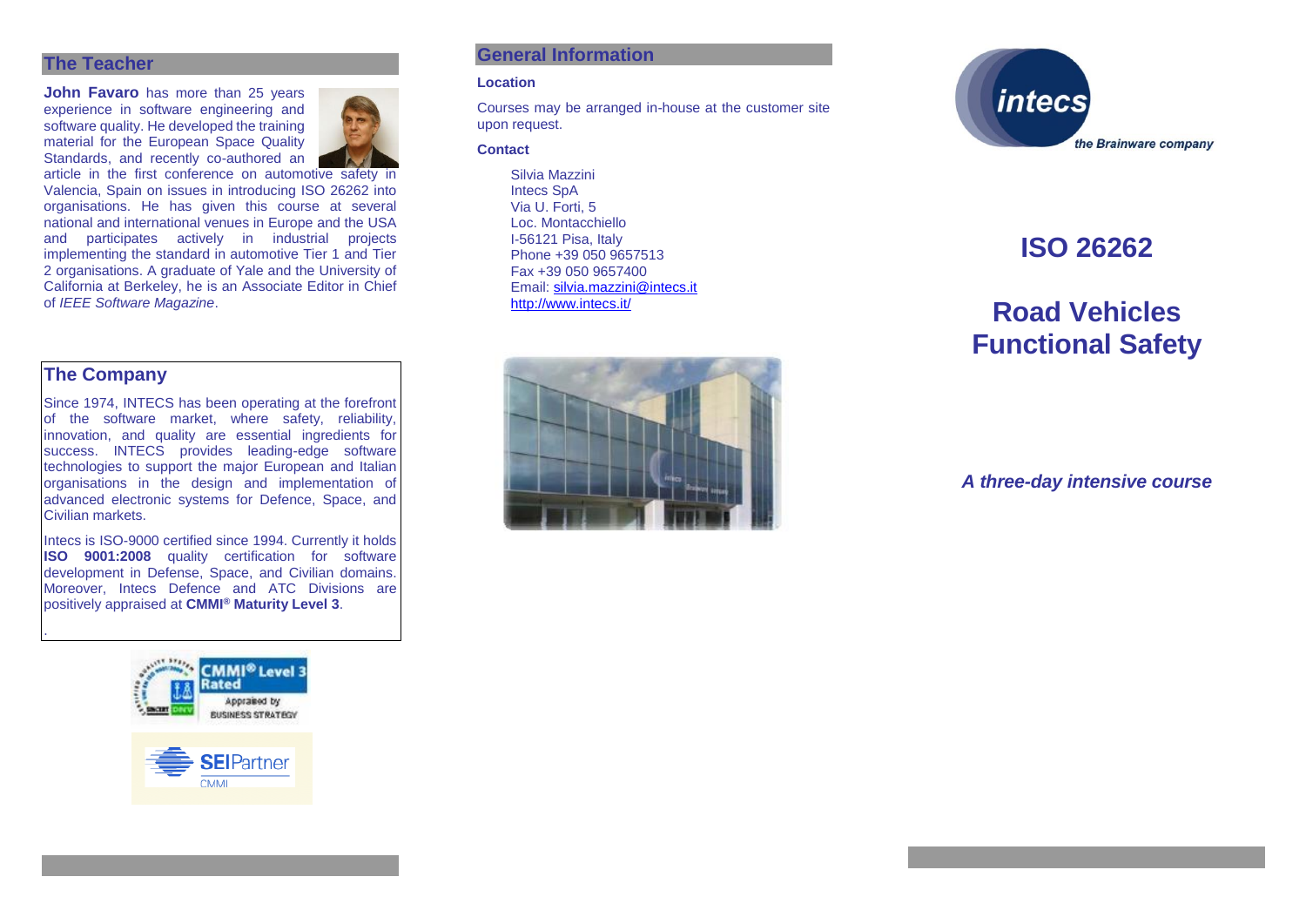## The Teacher

**John Favaro** has more than 25 years experience in software engineering and software quality. He developed the training material for the European Space Quality Standards, and recently co-authored an article in the first conference on automotive safety in Valencia, Spain on issues in introducing ISO 26262 into organisations. He has given this course at several national and international venues in Europe and the USA and participates actively in industrial projects implementing the standard in automotive Tier 1 and Tier 2 organisations. A graduate of Yale and the University of California at Berkeley, he is an Associate Editor in Chief of *IEEE Software Magazine*.

## The Company

Since 1974, INTECS has been operating at the forefront of the software market, where safety, reliability, innovation, and quality are essential ingredients for success. INTECS provides leading-edge software technologies to support the major European and Italian organisations in the design and implementation of advanced electronic systems for Defence, Space, and Civilian markets.

Intecs is ISO-9000 certified since 1994. Currently it holds **ISO 9001:2008** quality certification for software development in Defense, Space, and Civilian domains. Moreover, Intecs Defence and ATC Divisions are positively appraised at **CMMI® Maturity Level 3**.

## General Information

**Location**

Courses may be arranged in-house at the customer site upon request.

**Contact**

Silvia Mazzini
Intecs SpA
Via U. Forti, 5
Loc. Montacchiello
I-56121 Pisa, Italy
Phone +39 050 9657513
Fax +39 050 9657400
Email: silvia.mazzini@intecs.it
http://www.intecs.it/

intecs
the Brainware company

# ISO 26262

# Road Vehicles Functional Safety

***A three-day intensive course***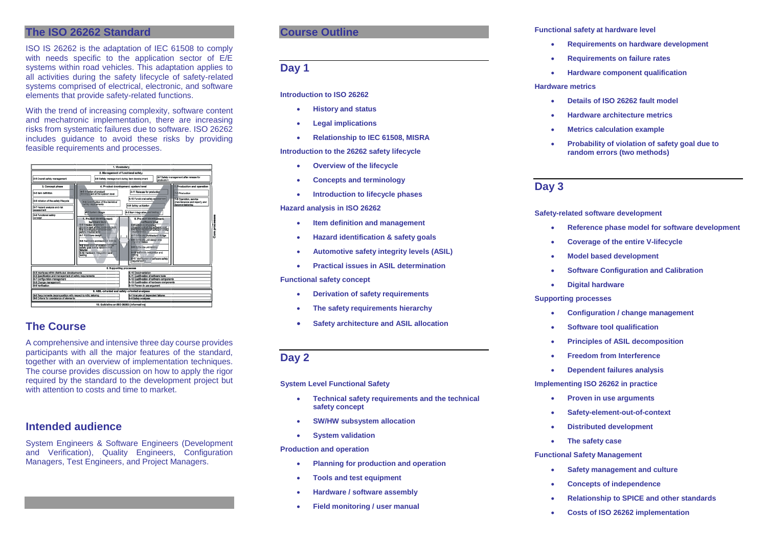## The ISO 26262 Standard

ISO IS 26262 is the adaptation of IEC 61508 to comply with needs specific to the application sector of E/E systems within road vehicles. This adaptation applies to all activities during the safety lifecycle of safety-related systems comprised of electrical, electronic, and software elements that provide safety-related functions.

With the trend of increasing complexity, software content and mechatronic implementation, there are increasing risks from systematic failures due to software. ISO 26262 includes guidance to avoid these risks by providing feasible requirements and processes.

## The Course

A comprehensive and intensive three day course provides participants with all the major features of the standard, together with an overview of implementation techniques. The course provides discussion on how to apply the rigor required by the standard to the development project but with attention to costs and time to market.

## Intended audience

System Engineers & Software Engineers (Development and Verification), Quality Engineers, Configuration Managers, Test Engineers, and Project Managers.

## Course Outline

## Day 1

**Introduction to ISO 26262**

- **History and status**
- **Legal implications**
- **Relationship to IEC 61508, MISRA**

**Introduction to the 26262 safety lifecycle**

- **Overview of the lifecycle**
- **Concepts and terminology**
- **Introduction to lifecycle phases**

**Hazard analysis in ISO 26262**

- **Item definition and management**
- **Hazard identification & safety goals**
- **Automotive safety integrity levels (ASIL)**
- **Practical issues in ASIL determination**

**Functional safety concept**

- **Derivation of safety requirements**
- **The safety requirements hierarchy**
- **Safety architecture and ASIL allocation**

## Day 2

**System Level Functional Safety**

- **Technical safety requirements and the technical safety concept**
- **SW/HW subsystem allocation**
- **System validation**

**Production and operation**

- **Planning for production and operation**
- **Tools and test equipment**
- **Hardware / software assembly**
- **Field monitoring / user manual**

**Functional safety at hardware level**

- **Requirements on hardware development**
- **Requirements on failure rates**
- **Hardware component qualification**

**Hardware metrics**

- **Details of ISO 26262 fault model**
- **Hardware architecture metrics**
- **Metrics calculation example**
- **Probability of violation of safety goal due to random errors (two methods)**

## Day 3

**Safety-related software development**

- **Reference phase model for software development**
- **Coverage of the entire V-lifecycle**
- **Model based development**
- **Software Configuration and Calibration**
- **Digital hardware**

**Supporting processes**

- **Configuration / change management**
- **Software tool qualification**
- **Principles of ASIL decomposition**
- **Freedom from Interference**
- **Dependent failures analysis**

**Implementing ISO 26262 in practice**

- **Proven in use arguments**
- **Safety-element-out-of-context**
- **Distributed development**
- **The safety case**

**Functional Safety Management**

- **Safety management and culture**
- **Concepts of independence**
- **Relationship to SPICE and other standards**
- **Costs of ISO 26262 implementation**